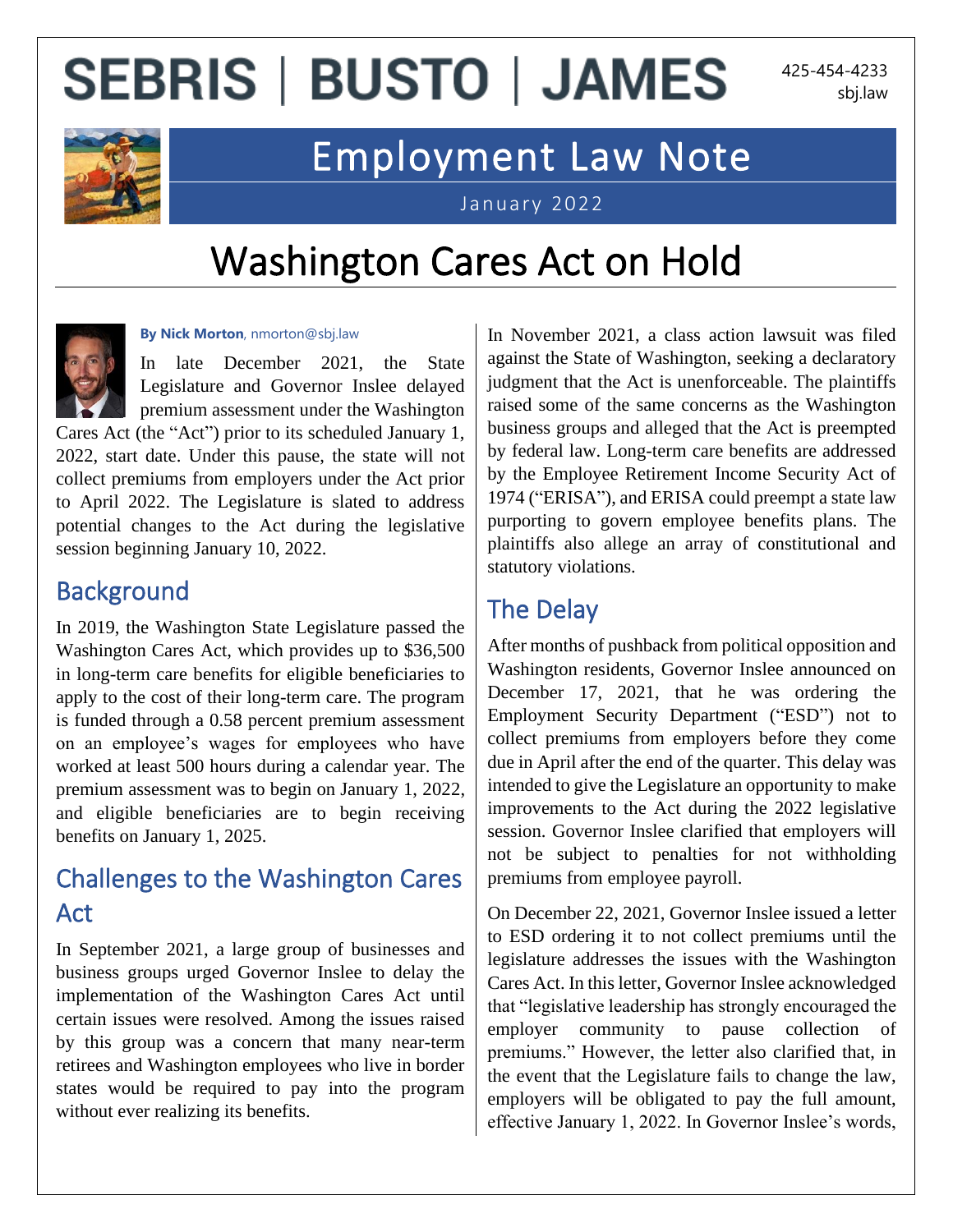# SEBRIS | BUSTO | JAMES

425-454-4233
sbj.law

## Employment Law Note

January 2022

# Washington Cares Act on Hold

**By Nick Morton**, nmorton@sbj.law

In late December 2021, the State Legislature and Governor Inslee delayed premium assessment under the Washington Cares Act (the "Act") prior to its scheduled January 1, 2022, start date. Under this pause, the state will not collect premiums from employers under the Act prior to April 2022. The Legislature is slated to address potential changes to the Act during the legislative session beginning January 10, 2022.

## Background

In 2019, the Washington State Legislature passed the Washington Cares Act, which provides up to $36,500 in long-term care benefits for eligible beneficiaries to apply to the cost of their long-term care. The program is funded through a 0.58 percent premium assessment on an employee's wages for employees who have worked at least 500 hours during a calendar year. The premium assessment was to begin on January 1, 2022, and eligible beneficiaries are to begin receiving benefits on January 1, 2025.

## Challenges to the Washington Cares Act

In September 2021, a large group of businesses and business groups urged Governor Inslee to delay the implementation of the Washington Cares Act until certain issues were resolved. Among the issues raised by this group was a concern that many near-term retirees and Washington employees who live in border states would be required to pay into the program without ever realizing its benefits.

In November 2021, a class action lawsuit was filed against the State of Washington, seeking a declaratory judgment that the Act is unenforceable. The plaintiffs raised some of the same concerns as the Washington business groups and alleged that the Act is preempted by federal law. Long-term care benefits are addressed by the Employee Retirement Income Security Act of 1974 ("ERISA"), and ERISA could preempt a state law purporting to govern employee benefits plans. The plaintiffs also allege an array of constitutional and statutory violations.

## The Delay

After months of pushback from political opposition and Washington residents, Governor Inslee announced on December 17, 2021, that he was ordering the Employment Security Department ("ESD") not to collect premiums from employers before they come due in April after the end of the quarter. This delay was intended to give the Legislature an opportunity to make improvements to the Act during the 2022 legislative session. Governor Inslee clarified that employers will not be subject to penalties for not withholding premiums from employee payroll.

On December 22, 2021, Governor Inslee issued a letter to ESD ordering it to not collect premiums until the legislature addresses the issues with the Washington Cares Act. In this letter, Governor Inslee acknowledged that "legislative leadership has strongly encouraged the employer community to pause collection of premiums." However, the letter also clarified that, in the event that the Legislature fails to change the law, employers will be obligated to pay the full amount, effective January 1, 2022. In Governor Inslee's words,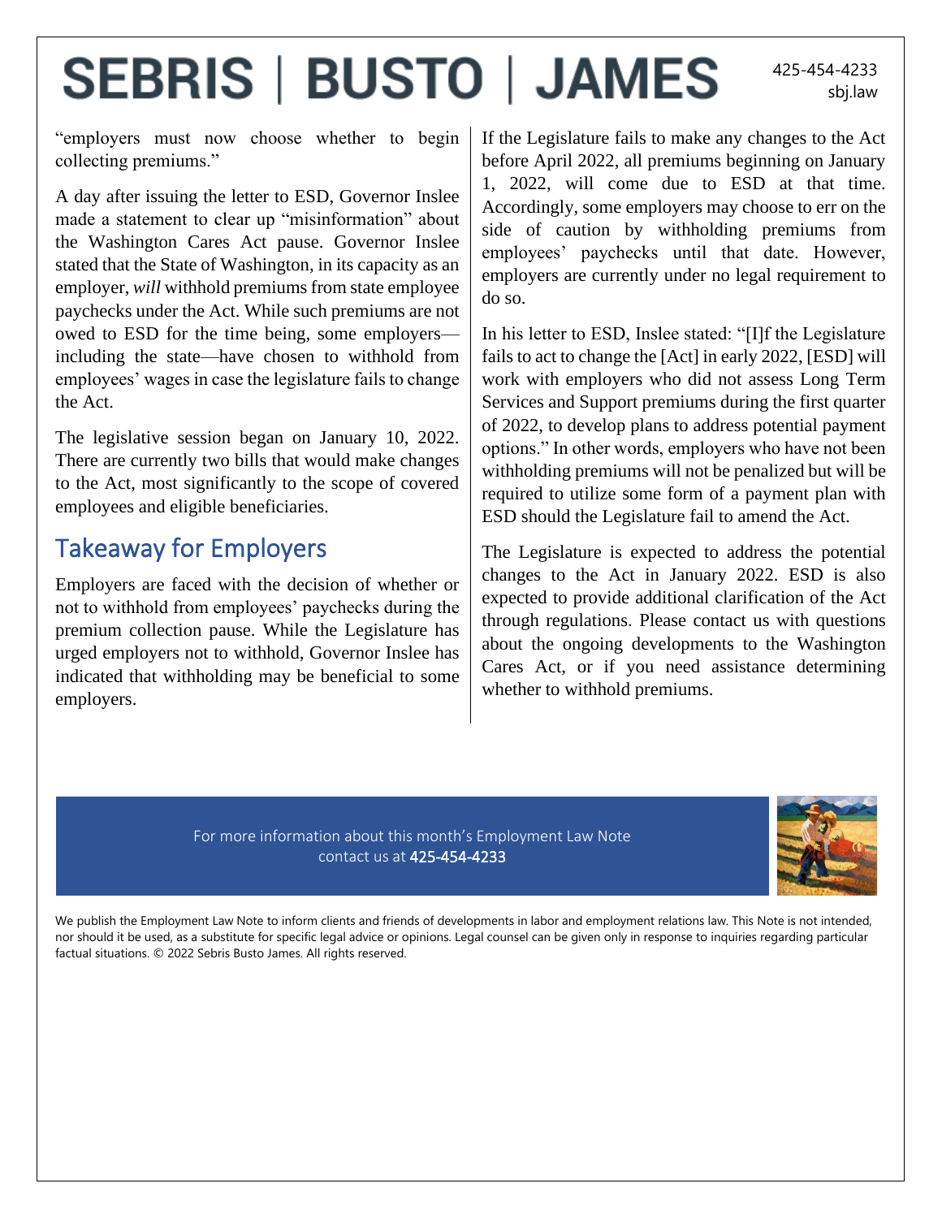"employers must now choose whether to begin collecting premiums."

A day after issuing the letter to ESD, Governor Inslee made a statement to clear up "misinformation" about the Washington Cares Act pause. Governor Inslee stated that the State of Washington, in its capacity as an employer, *will* withhold premiums from state employee paychecks under the Act. While such premiums are not owed to ESD for the time being, some employers—including the state—have chosen to withhold from employees' wages in case the legislature fails to change the Act.

The legislative session began on January 10, 2022. There are currently two bills that would make changes to the Act, most significantly to the scope of covered employees and eligible beneficiaries.

## Takeaway for Employers

Employers are faced with the decision of whether or not to withhold from employees' paychecks during the premium collection pause. While the Legislature has urged employers not to withhold, Governor Inslee has indicated that withholding may be beneficial to some employers.

If the Legislature fails to make any changes to the Act before April 2022, all premiums beginning on January 1, 2022, will come due to ESD at that time. Accordingly, some employers may choose to err on the side of caution by withholding premiums from employees' paychecks until that date. However, employers are currently under no legal requirement to do so.

In his letter to ESD, Inslee stated: "[I]f the Legislature fails to act to change the [Act] in early 2022, [ESD] will work with employers who did not assess Long Term Services and Support premiums during the first quarter of 2022, to develop plans to address potential payment options." In other words, employers who have not been withholding premiums will not be penalized but will be required to utilize some form of a payment plan with ESD should the Legislature fail to amend the Act.

The Legislature is expected to address the potential changes to the Act in January 2022. ESD is also expected to provide additional clarification of the Act through regulations. Please contact us with questions about the ongoing developments to the Washington Cares Act, or if you need assistance determining whether to withhold premiums.

For more information about this month's Employment Law Note contact us at **425-454-4233**

We publish the Employment Law Note to inform clients and friends of developments in labor and employment relations law. This Note is not intended, nor should it be used, as a substitute for specific legal advice or opinions. Legal counsel can be given only in response to inquiries regarding particular factual situations. © 2022 Sebris Busto James. All rights reserved.